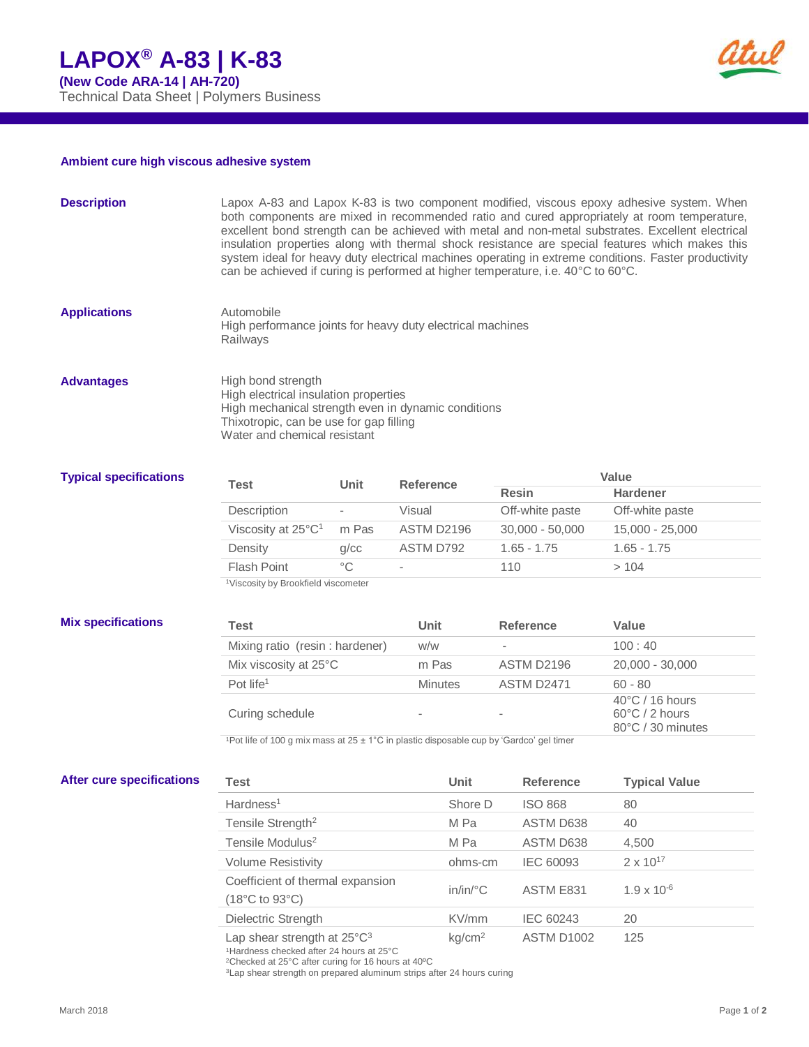# LAPOX® A-83 | K-83

**(New Code ARA-14 | AH-720)**

Technical Data Sheet | Polymers Business

## Ambient cure high viscous adhesive system

### Description

Lapox A-83 and Lapox K-83 is two component modified, viscous epoxy adhesive system. When both components are mixed in recommended ratio and cured appropriately at room temperature, excellent bond strength can be achieved with metal and non-metal substrates. Excellent electrical insulation properties along with thermal shock resistance are special features which makes this system ideal for heavy duty electrical machines operating in extreme conditions. Faster productivity can be achieved if curing is performed at higher temperature, i.e. 40°C to 60°C.

### Applications

Automobile
High performance joints for heavy duty electrical machines
Railways

### Advantages

High bond strength
High electrical insulation properties
High mechanical strength even in dynamic conditions
Thixotropic, can be use for gap filling
Water and chemical resistant

### Typical specifications

| Test | Unit | Reference | Value | |
|---|---|---|---|---|
| | | | **Resin** | **Hardener** |
| Description | - | Visual | Off-white paste | Off-white paste |
| Viscosity at 25°C[1] | m Pas | ASTM D2196 | 30,000 - 50,000 | 15,000 - 25,000 |
| Density | g/cc | ASTM D792 | 1.65 - 1.75 | 1.65 - 1.75 |
| Flash Point | °C | - | 110 | > 104 |

[1]Viscosity by Brookfield viscometer

### Mix specifications

| Test | Unit | Reference | Value |
|---|---|---|---|
| Mixing ratio (resin : hardener) | w/w | - | 100 : 40 |
| Mix viscosity at 25°C | m Pas | ASTM D2196 | 20,000 - 30,000 |
| Pot life[1] | Minutes | ASTM D2471 | 60 - 80 |
| Curing schedule | - | - | 40°C / 16 hours<br>60°C / 2 hours<br>80°C / 30 minutes |

[1]Pot life of 100 g mix mass at 25 ± 1°C in plastic disposable cup by 'Gardco' gel timer

### After cure specifications

| Test | Unit | Reference | Typical Value |
|---|---|---|---|
| Hardness[1] | Shore D | ISO 868 | 80 |
| Tensile Strength[2] | M Pa | ASTM D638 | 40 |
| Tensile Modulus[2] | M Pa | ASTM D638 | 4,500 |
| Volume Resistivity | ohms-cm | IEC 60093 | $2 \times 10^{17}$ |
| Coefficient of thermal expansion (18°C to 93°C) | in/in/°C | ASTM E831 | $1.9 \times 10^{-6}$ |
| Dielectric Strength | KV/mm | IEC 60243 | 20 |
| Lap shear strength at 25°C[3] | kg/cm² | ASTM D1002 | 125 |

[1]Hardness checked after 24 hours at 25°C
[2]Checked at 25°C after curing for 16 hours at 40ºC
[3]Lap shear strength on prepared aluminum strips after 24 hours curing

March 2018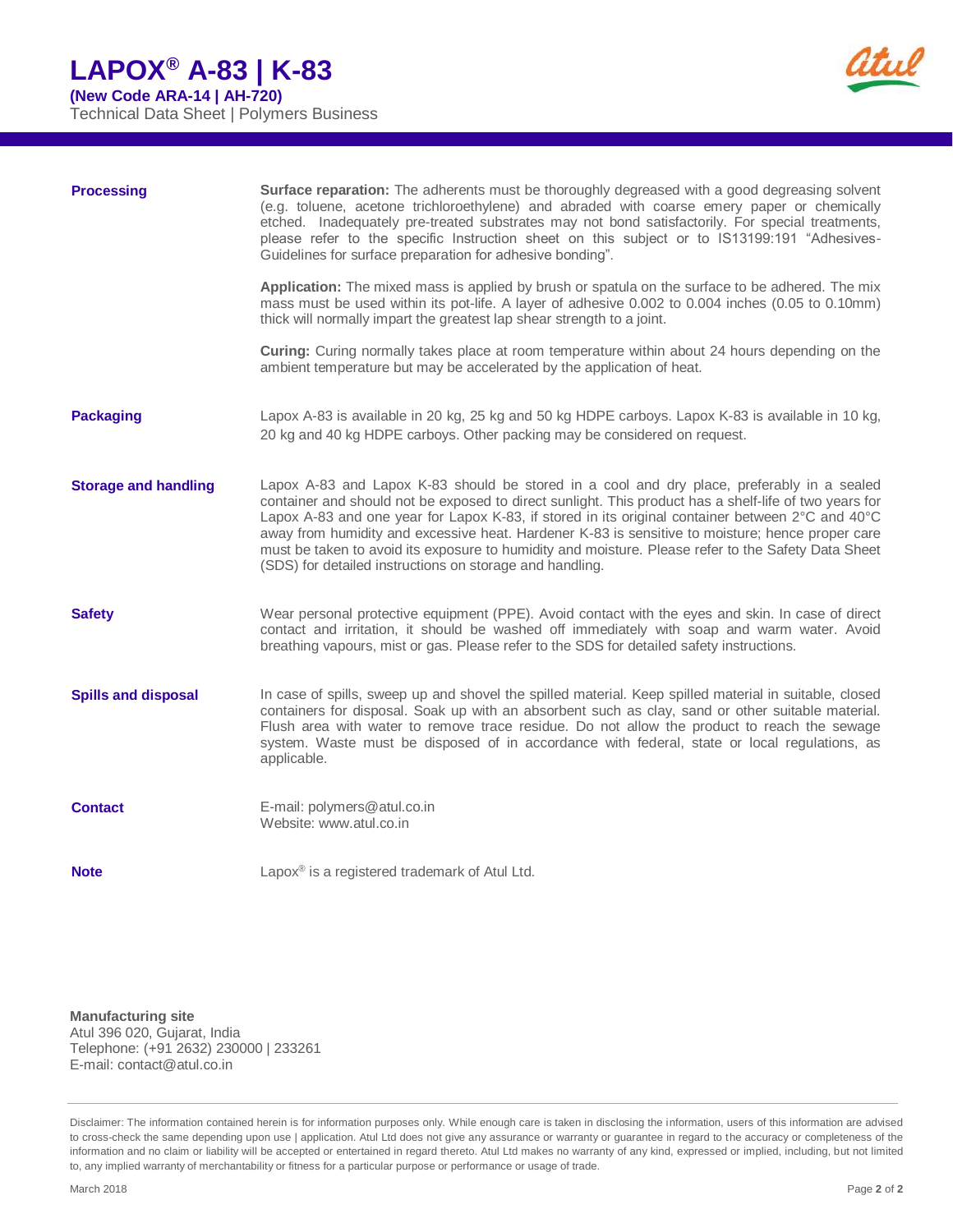# LAPOX® A-83 | K-83

**(New Code ARA-14 | AH-720)**

Technical Data Sheet | Polymers Business

## Processing

**Surface reparation:** The adherents must be thoroughly degreased with a good degreasing solvent (e.g. toluene, acetone trichloroethylene) and abraded with coarse emery paper or chemically etched. Inadequately pre-treated substrates may not bond satisfactorily. For special treatments, please refer to the specific Instruction sheet on this subject or to IS13199:191 "Adhesives-Guidelines for surface preparation for adhesive bonding".

**Application:** The mixed mass is applied by brush or spatula on the surface to be adhered. The mix mass must be used within its pot-life. A layer of adhesive 0.002 to 0.004 inches (0.05 to 0.10mm) thick will normally impart the greatest lap shear strength to a joint.

**Curing:** Curing normally takes place at room temperature within about 24 hours depending on the ambient temperature but may be accelerated by the application of heat.

## Packaging

Lapox A-83 is available in 20 kg, 25 kg and 50 kg HDPE carboys. Lapox K-83 is available in 10 kg, 20 kg and 40 kg HDPE carboys. Other packing may be considered on request.

## Storage and handling

Lapox A-83 and Lapox K-83 should be stored in a cool and dry place, preferably in a sealed container and should not be exposed to direct sunlight. This product has a shelf-life of two years for Lapox A-83 and one year for Lapox K-83, if stored in its original container between 2°C and 40°C away from humidity and excessive heat. Hardener K-83 is sensitive to moisture; hence proper care must be taken to avoid its exposure to humidity and moisture. Please refer to the Safety Data Sheet (SDS) for detailed instructions on storage and handling.

## Safety

Wear personal protective equipment (PPE). Avoid contact with the eyes and skin. In case of direct contact and irritation, it should be washed off immediately with soap and warm water. Avoid breathing vapours, mist or gas. Please refer to the SDS for detailed safety instructions.

## Spills and disposal

In case of spills, sweep up and shovel the spilled material. Keep spilled material in suitable, closed containers for disposal. Soak up with an absorbent such as clay, sand or other suitable material. Flush area with water to remove trace residue. Do not allow the product to reach the sewage system. Waste must be disposed of in accordance with federal, state or local regulations, as applicable.

## Contact

E-mail: polymers@atul.co.in
Website: www.atul.co.in

## Note

Lapox® is a registered trademark of Atul Ltd.

**Manufacturing site**
Atul 396 020, Gujarat, India
Telephone: (+91 2632) 230000 | 233261
E-mail: contact@atul.co.in

Disclaimer: The information contained herein is for information purposes only. While enough care is taken in disclosing the information, users of this information are advised to cross-check the same depending upon use | application. Atul Ltd does not give any assurance or warranty or guarantee in regard to the accuracy or completeness of the information and no claim or liability will be accepted or entertained in regard thereto. Atul Ltd makes no warranty of any kind, expressed or implied, including, but not limited to, any implied warranty of merchantability or fitness for a particular purpose or performance or usage of trade.

March 2018